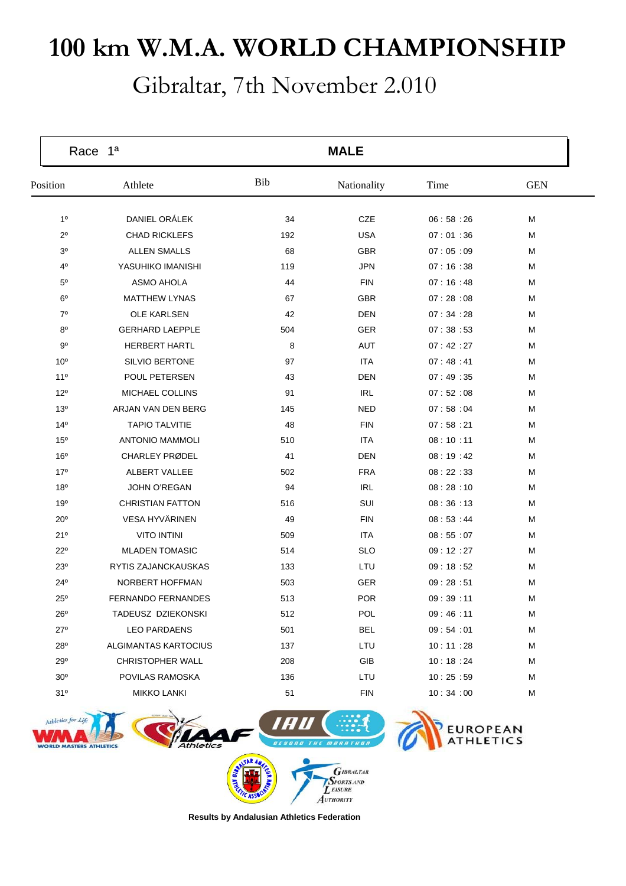# 100 km W.M.A. WORLD CHAMPIONSHIP

## Gibraltar, 7th November 2.010

**Race 1ª** — **MALE**

| Position | Athlete | Bib | Nationality | Time | GEN |
|---|---|---|---|---|---|
| 1º | DANIEL ORÁLEK | 34 | CZE | 06 : 58 :26 | M |
| 2º | CHAD RICKLEFS | 192 | USA | 07 : 01 :36 | M |
| 3º | ALLEN SMALLS | 68 | GBR | 07 : 05 :09 | M |
| 4º | YASUHIKO IMANISHI | 119 | JPN | 07 : 16 :38 | M |
| 5º | ASMO AHOLA | 44 | FIN | 07 : 16 :48 | M |
| 6º | MATTHEW LYNAS | 67 | GBR | 07 : 28 :08 | M |
| 7º | OLE KARLSEN | 42 | DEN | 07 : 34 :28 | M |
| 8º | GERHARD LAEPPLE | 504 | GER | 07 : 38 :53 | M |
| 9º | HERBERT HARTL | 8 | AUT | 07 : 42 :27 | M |
| 10º | SILVIO BERTONE | 97 | ITA | 07 : 48 :41 | M |
| 11º | POUL PETERSEN | 43 | DEN | 07 : 49 :35 | M |
| 12º | MICHAEL COLLINS | 91 | IRL | 07 : 52 :08 | M |
| 13º | ARJAN VAN DEN BERG | 145 | NED | 07 : 58 :04 | M |
| 14º | TAPIO TALVITIE | 48 | FIN | 07 : 58 :21 | M |
| 15º | ANTONIO MAMMOLI | 510 | ITA | 08 : 10 :11 | M |
| 16º | CHARLEY PRØDEL | 41 | DEN | 08 : 19 :42 | M |
| 17º | ALBERT VALLEE | 502 | FRA | 08 : 22 :33 | M |
| 18º | JOHN O'REGAN | 94 | IRL | 08 : 28 :10 | M |
| 19º | CHRISTIAN FATTON | 516 | SUI | 08 : 36 :13 | M |
| 20º | VESA HYVÄRINEN | 49 | FIN | 08 : 53 :44 | M |
| 21º | VITO INTINI | 509 | ITA | 08 : 55 :07 | M |
| 22º | MLADEN TOMASIC | 514 | SLO | 09 : 12 :27 | M |
| 23º | RYTIS ZAJANCKAUSKAS | 133 | LTU | 09 : 18 :52 | M |
| 24º | NORBERT HOFFMAN | 503 | GER | 09 : 28 :51 | M |
| 25º | FERNANDO FERNANDES | 513 | POR | 09 : 39 :11 | M |
| 26º | TADEUSZ DZIEKONSKI | 512 | POL | 09 : 46 :11 | M |
| 27º | LEO PARDAENS | 501 | BEL | 09 : 54 :01 | M |
| 28º | ALGIMANTAS KARTOCIUS | 137 | LTU | 10 : 11 :28 | M |
| 29º | CHRISTOPHER WALL | 208 | GIB | 10 : 18 :24 | M |
| 30º | POVILAS RAMOSKA | 136 | LTU | 10 : 25 :59 | M |
| 31º | MIKKO LANKI | 51 | FIN | 10 : 34 :00 | M |

**Results by Andalusian Athletics Federation**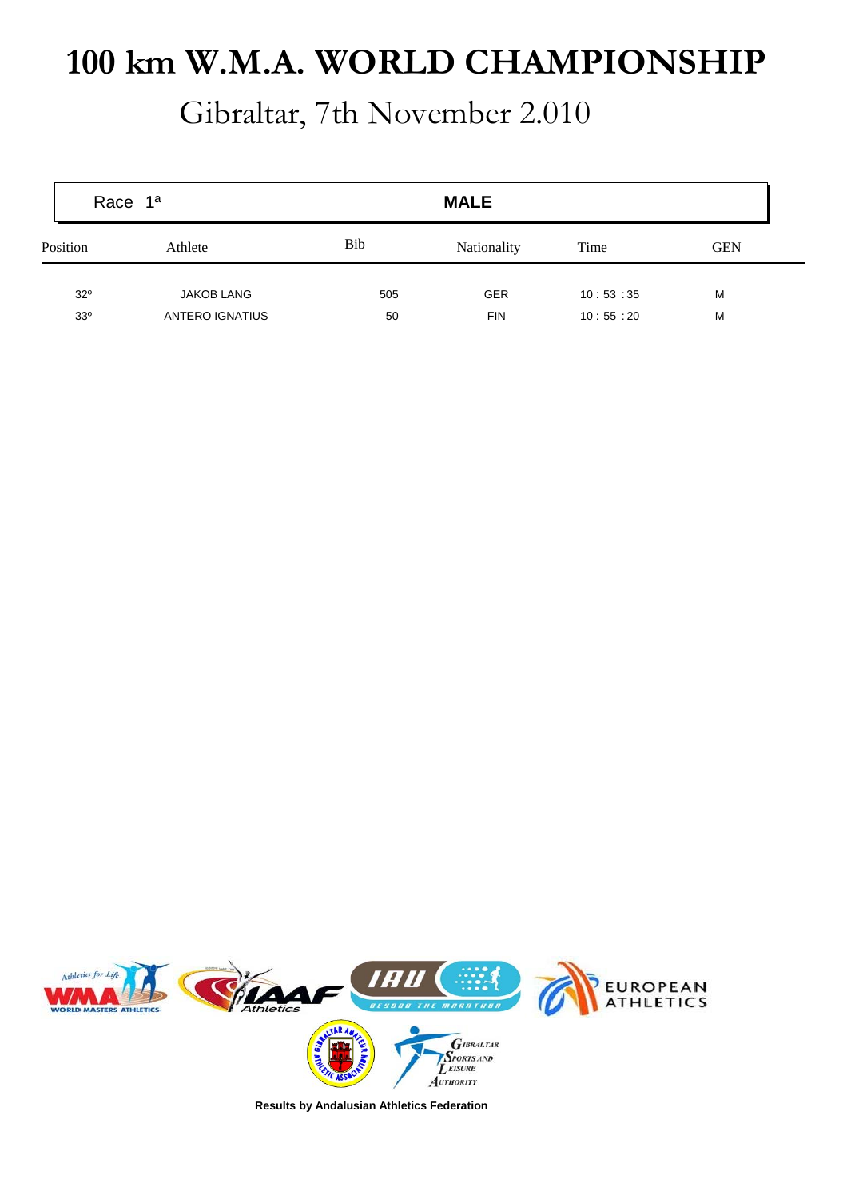# 100 km W.M.A. WORLD CHAMPIONSHIP

## Gibraltar, 7th November 2.010

| Race 1ª | | MALE | | | |
|---|---|---|---|---|---|
| **Position** | **Athlete** | **Bib** | **Nationality** | **Time** | **GEN** |
| 32º | JAKOB LANG | 505 | GER | 10 : 53 :35 | M |
| 33º | ANTERO IGNATIUS | 50 | FIN | 10 : 55 :20 | M |

**Results by Andalusian Athletics Federation**